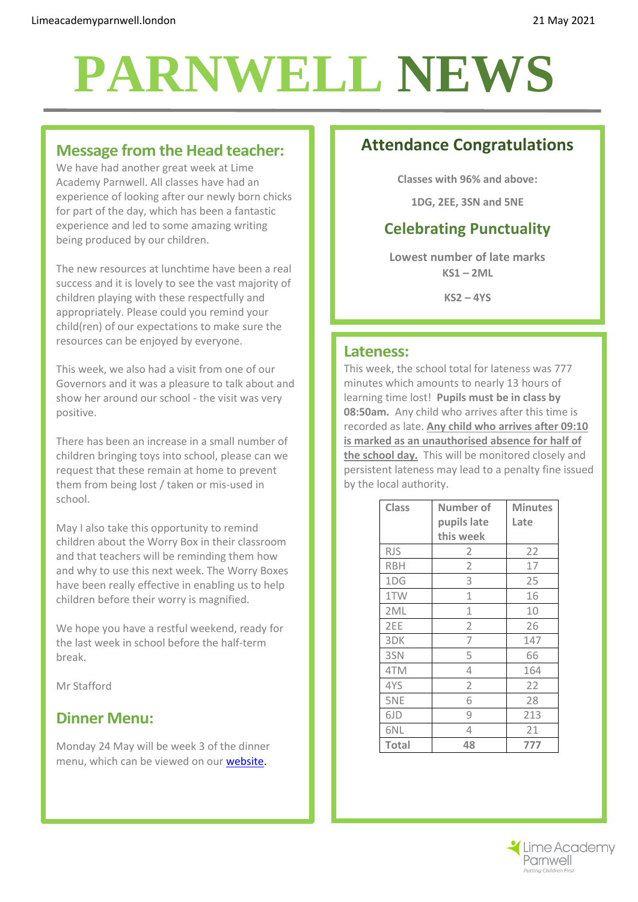Limeacademyparnwell.london

21 May 2021

# PARNWELL NEWS

## Message from the Head teacher:

We have had another great week at Lime Academy Parnwell. All classes have had an experience of looking after our newly born chicks for part of the day, which has been a fantastic experience and led to some amazing writing being produced by our children.

The new resources at lunchtime have been a real success and it is lovely to see the vast majority of children playing with these respectfully and appropriately. Please could you remind your child(ren) of our expectations to make sure the resources can be enjoyed by everyone.

This week, we also had a visit from one of our Governors and it was a pleasure to talk about and show her around our school - the visit was very positive.

There has been an increase in a small number of children bringing toys into school, please can we request that these remain at home to prevent them from being lost / taken or mis-used in school.

May I also take this opportunity to remind children about the Worry Box in their classroom and that teachers will be reminding them how and why to use this next week. The Worry Boxes have been really effective in enabling us to help children before their worry is magnified.

We hope you have a restful weekend, ready for the last week in school before the half-term break.

Mr Stafford

## Dinner Menu:

Monday 24 May will be week 3 of the dinner menu, which can be viewed on our website.

## Attendance Congratulations

**Classes with 96% and above:**

**1DG, 2EE, 3SN and 5NE**

## Celebrating Punctuality

**Lowest number of late marks**

**KS1 – 2ML**

**KS2 – 4YS**

## Lateness:

This week, the school total for lateness was 777 minutes which amounts to nearly 13 hours of learning time lost! **Pupils must be in class by 08:50am.** Any child who arrives after this time is recorded as late. **Any child who arrives after 09:10 is marked as an unauthorised absence for half of the school day.** This will be monitored closely and persistent lateness may lead to a penalty fine issued by the local authority.

| Class | Number of pupils late this week | Minutes Late |
|---|---|---|
| RJS | 2 | 22 |
| RBH | 2 | 17 |
| 1DG | 3 | 25 |
| 1TW | 1 | 16 |
| 2ML | 1 | 10 |
| 2EE | 2 | 26 |
| 3DK | 7 | 147 |
| 3SN | 5 | 66 |
| 4TM | 4 | 164 |
| 4YS | 2 | 22 |
| 5NE | 6 | 28 |
| 6JD | 9 | 213 |
| 6NL | 4 | 21 |
| **Total** | **48** | **777** |

Lime Academy Parnwell
*Putting Children First*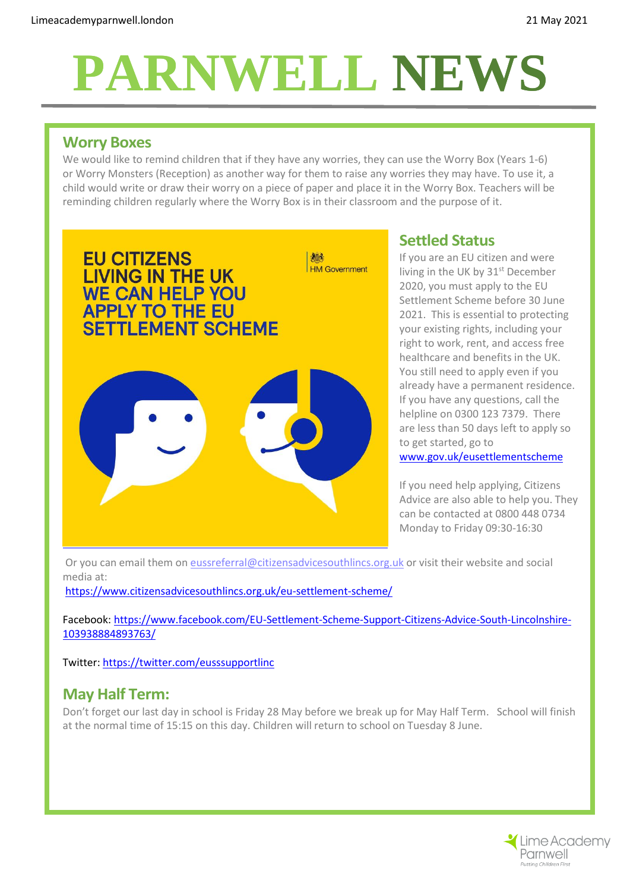# PARNWELL NEWS

## Worry Boxes

We would like to remind children that if they have any worries, they can use the Worry Box (Years 1-6) or Worry Monsters (Reception) as another way for them to raise any worries they may have. To use it, a child would write or draw their worry on a piece of paper and place it in the Worry Box. Teachers will be reminding children regularly where the Worry Box is in their classroom and the purpose of it.

EU CITIZENS LIVING IN THE UK WE CAN HELP YOU APPLY TO THE EU SETTLEMENT SCHEME

HM Government

## Settled Status

If you are an EU citizen and were living in the UK by 31st December 2020, you must apply to the EU Settlement Scheme before 30 June 2021. This is essential to protecting your existing rights, including your right to work, rent, and access free healthcare and benefits in the UK. You still need to apply even if you already have a permanent residence. If you have any questions, call the helpline on 0300 123 7379. There are less than 50 days left to apply so to get started, go to www.gov.uk/eusettlementscheme

If you need help applying, Citizens Advice are also able to help you. They can be contacted at 0800 448 0734 Monday to Friday 09:30-16:30

Or you can email them on eussreferral@citizensadvicesouthlincs.org.uk or visit their website and social media at:
https://www.citizensadvicesouthlincs.org.uk/eu-settlement-scheme/

Facebook: https://www.facebook.com/EU-Settlement-Scheme-Support-Citizens-Advice-South-Lincolnshire-103938884893763/

Twitter: https://twitter.com/eusssupportlinc

## May Half Term:

Don't forget our last day in school is Friday 28 May before we break up for May Half Term. School will finish at the normal time of 15:15 on this day. Children will return to school on Tuesday 8 June.